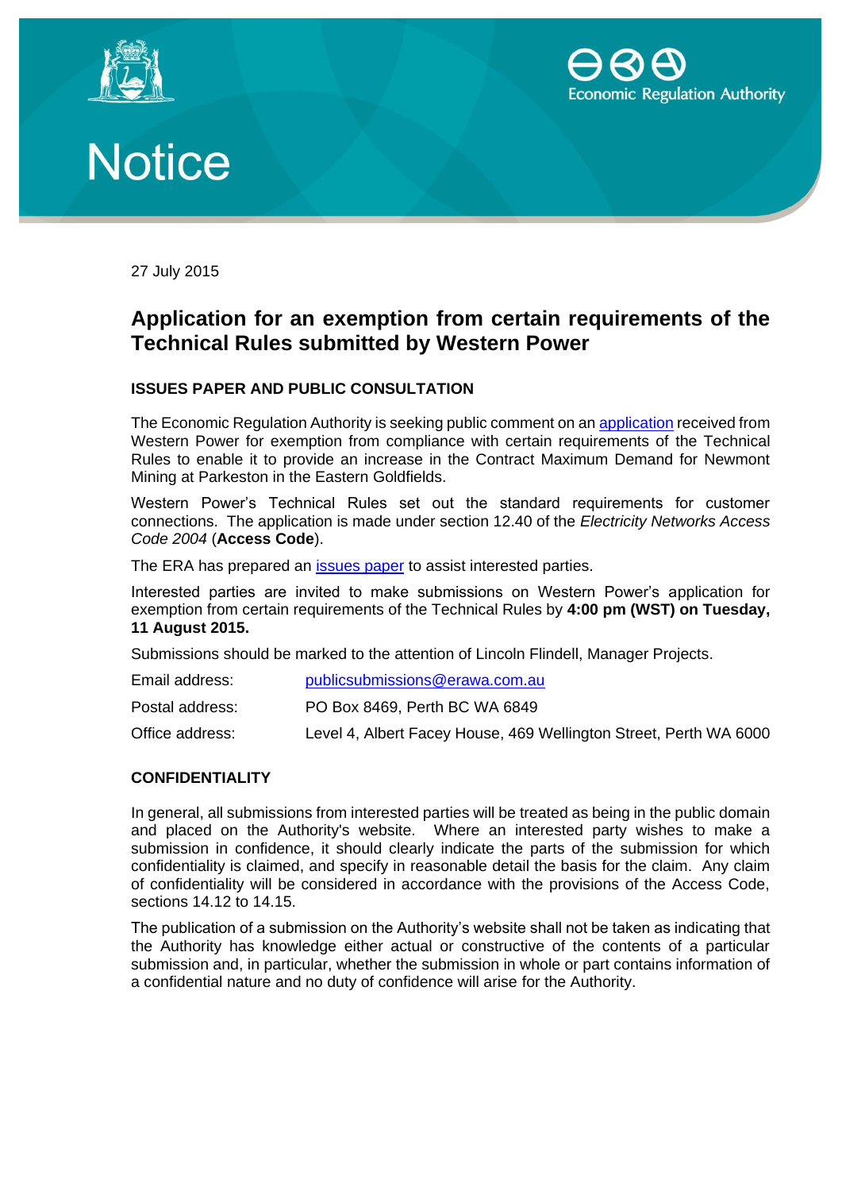Economic Regulation Authority

# Notice

27 July 2015

## Application for an exemption from certain requirements of the Technical Rules submitted by Western Power

### ISSUES PAPER AND PUBLIC CONSULTATION

The Economic Regulation Authority is seeking public comment on an [application](application) received from Western Power for exemption from compliance with certain requirements of the Technical Rules to enable it to provide an increase in the Contract Maximum Demand for Newmont Mining at Parkeston in the Eastern Goldfields.

Western Power's Technical Rules set out the standard requirements for customer connections. The application is made under section 12.40 of the *Electricity Networks Access Code 2004* (**Access Code**).

The ERA has prepared an [issues paper](issues paper) to assist interested parties.

Interested parties are invited to make submissions on Western Power's application for exemption from certain requirements of the Technical Rules by **4:00 pm (WST) on Tuesday, 11 August 2015.**

Submissions should be marked to the attention of Lincoln Flindell, Manager Projects.

| | |
|---|---|
| Email address: | publicsubmissions@erawa.com.au |
| Postal address: | PO Box 8469, Perth BC WA 6849 |
| Office address: | Level 4, Albert Facey House, 469 Wellington Street, Perth WA 6000 |

### CONFIDENTIALITY

In general, all submissions from interested parties will be treated as being in the public domain and placed on the Authority's website. Where an interested party wishes to make a submission in confidence, it should clearly indicate the parts of the submission for which confidentiality is claimed, and specify in reasonable detail the basis for the claim. Any claim of confidentiality will be considered in accordance with the provisions of the Access Code, sections 14.12 to 14.15.

The publication of a submission on the Authority's website shall not be taken as indicating that the Authority has knowledge either actual or constructive of the contents of a particular submission and, in particular, whether the submission in whole or part contains information of a confidential nature and no duty of confidence will arise for the Authority.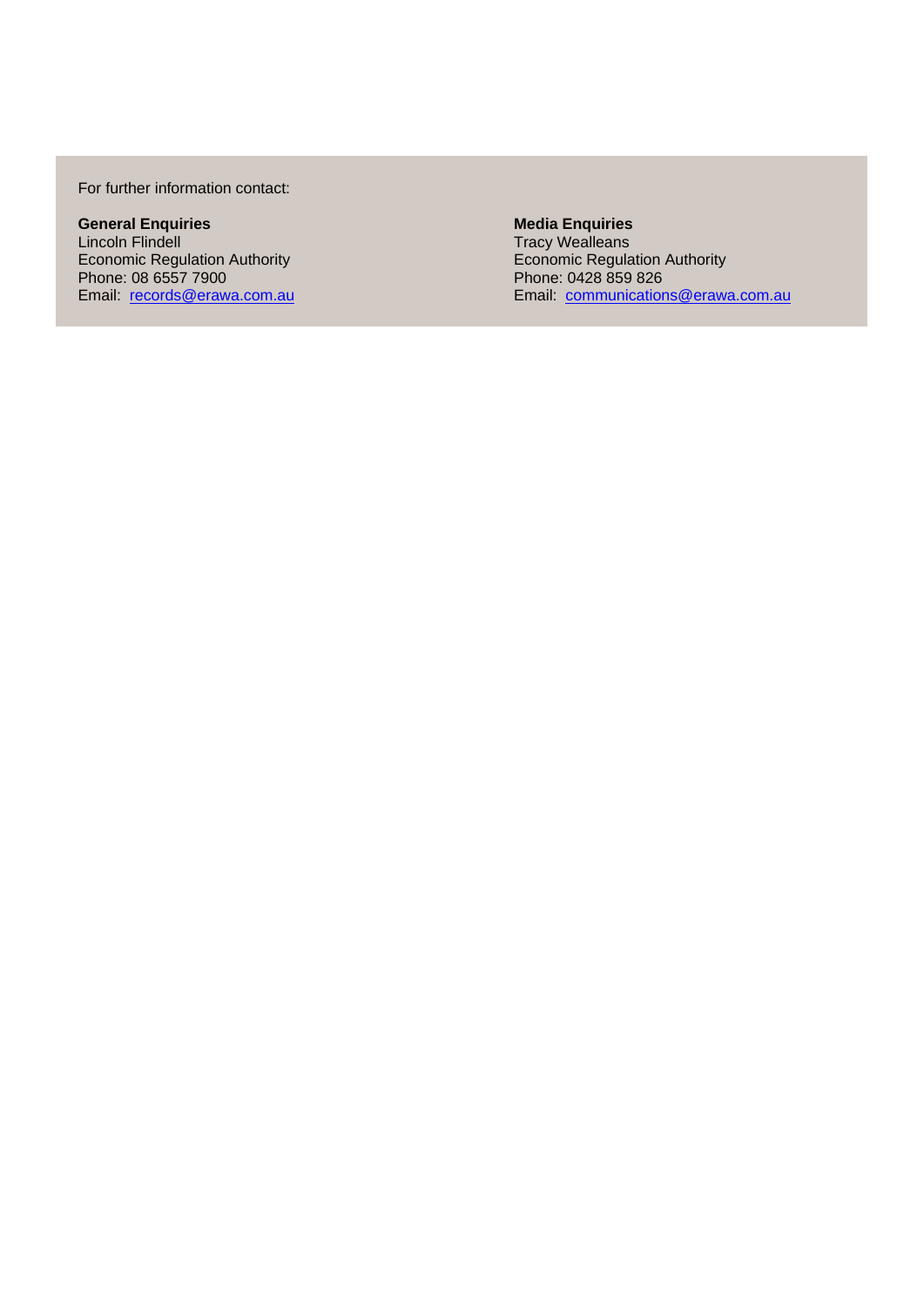For further information contact:

**General Enquiries**
Lincoln Flindell
Economic Regulation Authority
Phone: 08 6557 7900
Email: records@erawa.com.au

**Media Enquiries**
Tracy Wealleans
Economic Regulation Authority
Phone: 0428 859 826
Email: communications@erawa.com.au